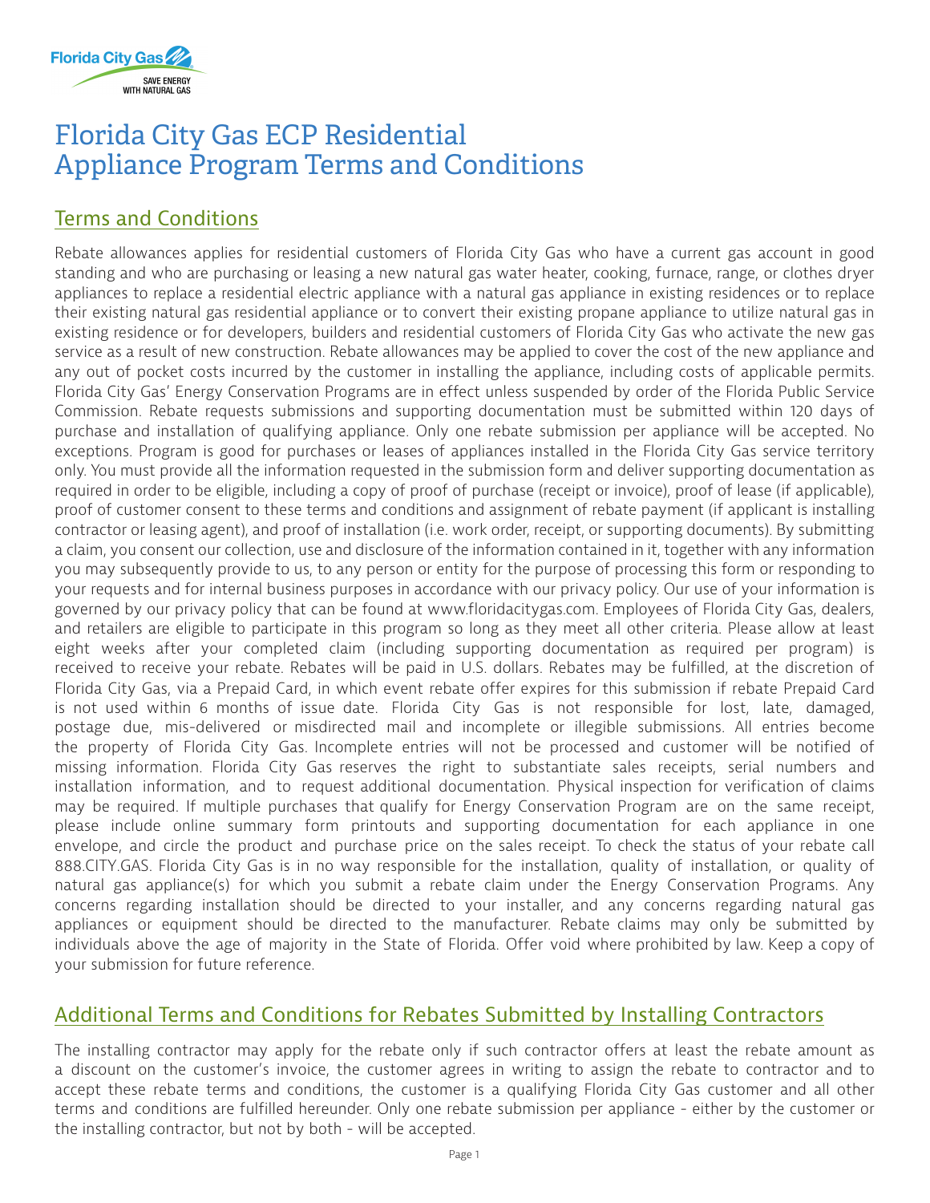# Florida City Gas ECP Residential Appliance Program Terms and Conditions

## Terms and Conditions

Rebate allowances applies for residential customers of Florida City Gas who have a current gas account in good standing and who are purchasing or leasing a new natural gas water heater, cooking, furnace, range, or clothes dryer appliances to replace a residential electric appliance with a natural gas appliance in existing residences or to replace their existing natural gas residential appliance or to convert their existing propane appliance to utilize natural gas in existing residence or for developers, builders and residential customers of Florida City Gas who activate the new gas service as a result of new construction. Rebate allowances may be applied to cover the cost of the new appliance and any out of pocket costs incurred by the customer in installing the appliance, including costs of applicable permits. Florida City Gas' Energy Conservation Programs are in effect unless suspended by order of the Florida Public Service Commission. Rebate requests submissions and supporting documentation must be submitted within 120 days of purchase and installation of qualifying appliance. Only one rebate submission per appliance will be accepted. No exceptions. Program is good for purchases or leases of appliances installed in the Florida City Gas service territory only. You must provide all the information requested in the submission form and deliver supporting documentation as required in order to be eligible, including a copy of proof of purchase (receipt or invoice), proof of lease (if applicable), proof of customer consent to these terms and conditions and assignment of rebate payment (if applicant is installing contractor or leasing agent), and proof of installation (i.e. work order, receipt, or supporting documents). By submitting a claim, you consent our collection, use and disclosure of the information contained in it, together with any information you may subsequently provide to us, to any person or entity for the purpose of processing this form or responding to your requests and for internal business purposes in accordance with our privacy policy. Our use of your information is governed by our privacy policy that can be found at www.floridacitygas.com. Employees of Florida City Gas, dealers, and retailers are eligible to participate in this program so long as they meet all other criteria. Please allow at least eight weeks after your completed claim (including supporting documentation as required per program) is received to receive your rebate. Rebates will be paid in U.S. dollars. Rebates may be fulfilled, at the discretion of Florida City Gas, via a Prepaid Card, in which event rebate offer expires for this submission if rebate Prepaid Card is not used within 6 months of issue date. Florida City Gas is not responsible for lost, late, damaged, postage due, mis-delivered or misdirected mail and incomplete or illegible submissions. All entries become the property of Florida City Gas. Incomplete entries will not be processed and customer will be notified of missing information. Florida City Gas reserves the right to substantiate sales receipts, serial numbers and installation information, and to request additional documentation. Physical inspection for verification of claims may be required. If multiple purchases that qualify for Energy Conservation Program are on the same receipt, please include online summary form printouts and supporting documentation for each appliance in one envelope, and circle the product and purchase price on the sales receipt. To check the status of your rebate call 888.CITY.GAS. Florida City Gas is in no way responsible for the installation, quality of installation, or quality of natural gas appliance(s) for which you submit a rebate claim under the Energy Conservation Programs. Any concerns regarding installation should be directed to your installer, and any concerns regarding natural gas appliances or equipment should be directed to the manufacturer. Rebate claims may only be submitted by individuals above the age of majority in the State of Florida. Offer void where prohibited by law. Keep a copy of your submission for future reference.

## Additional Terms and Conditions for Rebates Submitted by Installing Contractors

The installing contractor may apply for the rebate only if such contractor offers at least the rebate amount as a discount on the customer's invoice, the customer agrees in writing to assign the rebate to contractor and to accept these rebate terms and conditions, the customer is a qualifying Florida City Gas customer and all other terms and conditions are fulfilled hereunder. Only one rebate submission per appliance - either by the customer or the installing contractor, but not by both - will be accepted.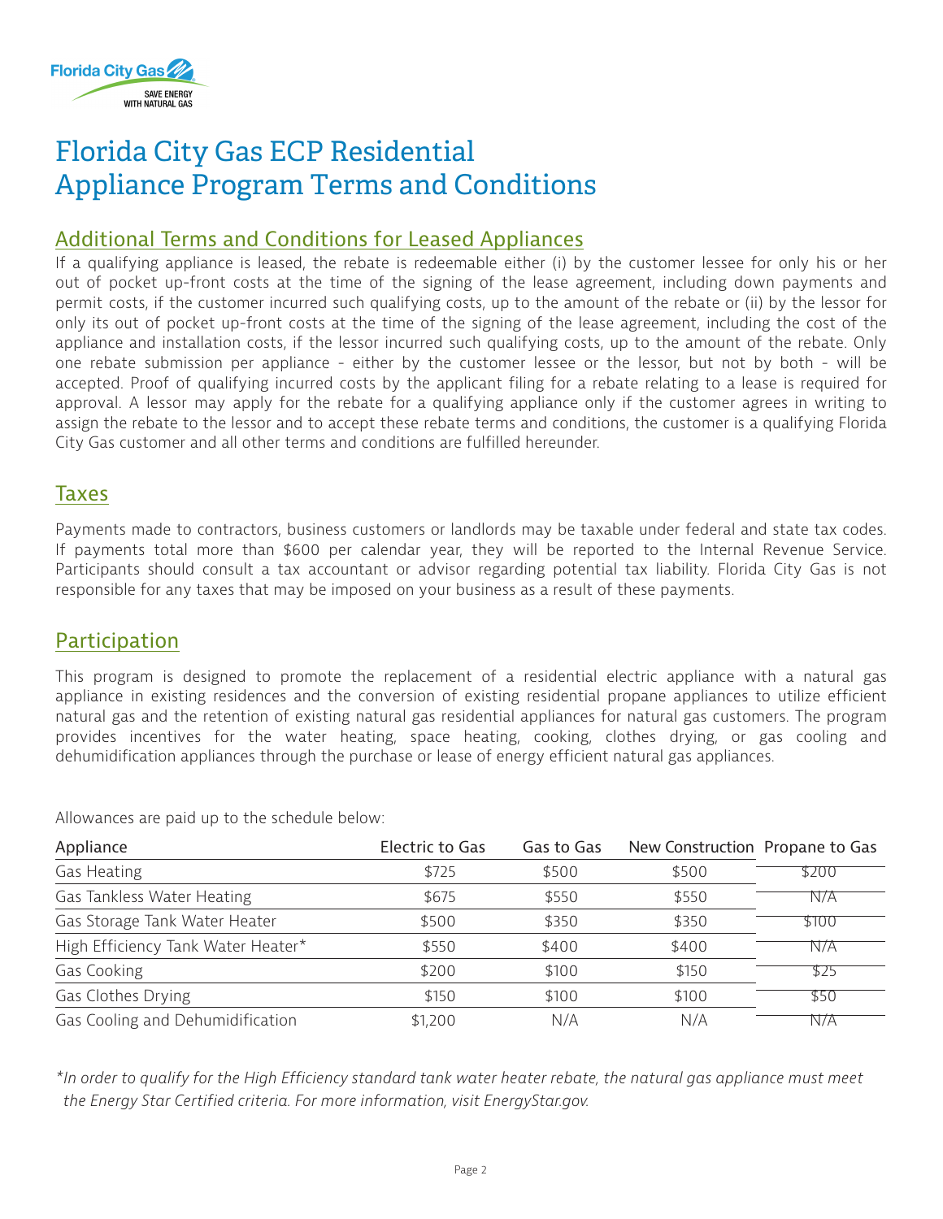Florida City Gas
SAVE ENERGY WITH NATURAL GAS

# Florida City Gas ECP Residential Appliance Program Terms and Conditions

## Additional Terms and Conditions for Leased Appliances

If a qualifying appliance is leased, the rebate is redeemable either (i) by the customer lessee for only his or her out of pocket up-front costs at the time of the signing of the lease agreement, including down payments and permit costs, if the customer incurred such qualifying costs, up to the amount of the rebate or (ii) by the lessor for only its out of pocket up-front costs at the time of the signing of the lease agreement, including the cost of the appliance and installation costs, if the lessor incurred such qualifying costs, up to the amount of the rebate. Only one rebate submission per appliance - either by the customer lessee or the lessor, but not by both - will be accepted. Proof of qualifying incurred costs by the applicant filing for a rebate relating to a lease is required for approval. A lessor may apply for the rebate for a qualifying appliance only if the customer agrees in writing to assign the rebate to the lessor and to accept these rebate terms and conditions, the customer is a qualifying Florida City Gas customer and all other terms and conditions are fulfilled hereunder.

## Taxes

Payments made to contractors, business customers or landlords may be taxable under federal and state tax codes. If payments total more than $600 per calendar year, they will be reported to the Internal Revenue Service. Participants should consult a tax accountant or advisor regarding potential tax liability. Florida City Gas is not responsible for any taxes that may be imposed on your business as a result of these payments.

## Participation

This program is designed to promote the replacement of a residential electric appliance with a natural gas appliance in existing residences and the conversion of existing residential propane appliances to utilize efficient natural gas and the retention of existing natural gas residential appliances for natural gas customers. The program provides incentives for the water heating, space heating, cooking, clothes drying, or gas cooling and dehumidification appliances through the purchase or lease of energy efficient natural gas appliances.

Allowances are paid up to the schedule below:

| Appliance | Electric to Gas | Gas to Gas | New Construction | Propane to Gas |
|---|---|---|---|---|
| Gas Heating | $725 | $500 | $500 | $200 |
| Gas Tankless Water Heating | $675 | $550 | $550 | N/A |
| Gas Storage Tank Water Heater | $500 | $350 | $350 | $100 |
| High Efficiency Tank Water Heater* | $550 | $400 | $400 | N/A |
| Gas Cooking | $200 | $100 | $150 | $25 |
| Gas Clothes Drying | $150 | $100 | $100 | $50 |
| Gas Cooling and Dehumidification | $1,200 | N/A | N/A | N/A |

*\*In order to qualify for the High Efficiency standard tank water heater rebate, the natural gas appliance must meet the Energy Star Certified criteria. For more information, visit EnergyStar.gov.*